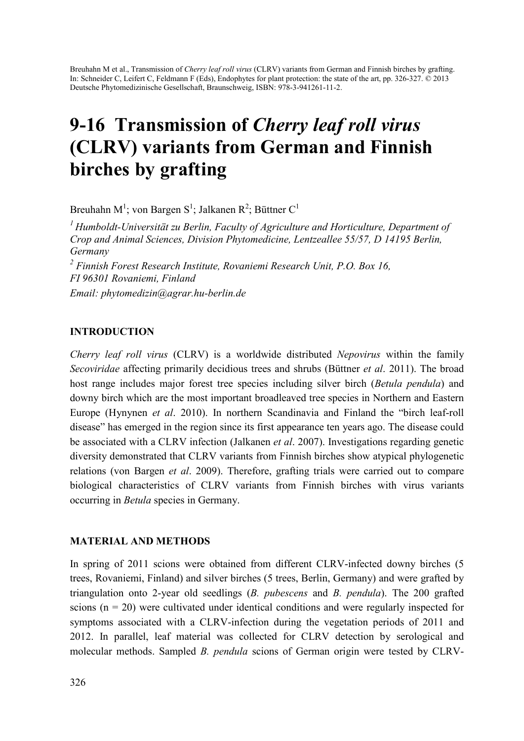Breuhahn M et al., Transmission of *Cherry leaf roll virus* (CLRV) variants from German and Finnish birches by grafting. In: Schneider C, Leifert C, Feldmann F (Eds), Endophytes for plant protection: the state of the art, pp. 326-327. © 2013 Deutsche Phytomedizinische Gesellschaft, Braunschweig, ISBN: 978-3-941261-11-2.

# 9-16 Transmission of *Cherry leaf roll virus* (CLRV) variants from German and Finnish birches by grafting

Breuhahn M[1]; von Bargen S[1]; Jalkanen R[2]; Büttner C[1]

[1] *Humboldt-Universität zu Berlin, Faculty of Agriculture and Horticulture, Department of Crop and Animal Sciences, Division Phytomedicine, Lentzeallee 55/57, D 14195 Berlin, Germany*

[2] *Finnish Forest Research Institute, Rovaniemi Research Unit, P.O. Box 16, FI 96301 Rovaniemi, Finland*

*Email: phytomedizin@agrar.hu-berlin.de*

## INTRODUCTION

*Cherry leaf roll virus* (CLRV) is a worldwide distributed *Nepovirus* within the family *Secoviridae* affecting primarily decidious trees and shrubs (Büttner *et al*. 2011). The broad host range includes major forest tree species including silver birch (*Betula pendula*) and downy birch which are the most important broadleaved tree species in Northern and Eastern Europe (Hynynen *et al*. 2010). In northern Scandinavia and Finland the "birch leaf-roll disease" has emerged in the region since its first appearance ten years ago. The disease could be associated with a CLRV infection (Jalkanen *et al*. 2007). Investigations regarding genetic diversity demonstrated that CLRV variants from Finnish birches show atypical phylogenetic relations (von Bargen *et al*. 2009). Therefore, grafting trials were carried out to compare biological characteristics of CLRV variants from Finnish birches with virus variants occurring in *Betula* species in Germany.

## MATERIAL AND METHODS

In spring of 2011 scions were obtained from different CLRV-infected downy birches (5 trees, Rovaniemi, Finland) and silver birches (5 trees, Berlin, Germany) and were grafted by triangulation onto 2-year old seedlings (*B. pubescens* and *B. pendula*). The 200 grafted scions (n = 20) were cultivated under identical conditions and were regularly inspected for symptoms associated with a CLRV-infection during the vegetation periods of 2011 and 2012. In parallel, leaf material was collected for CLRV detection by serological and molecular methods. Sampled *B. pendula* scions of German origin were tested by CLRV-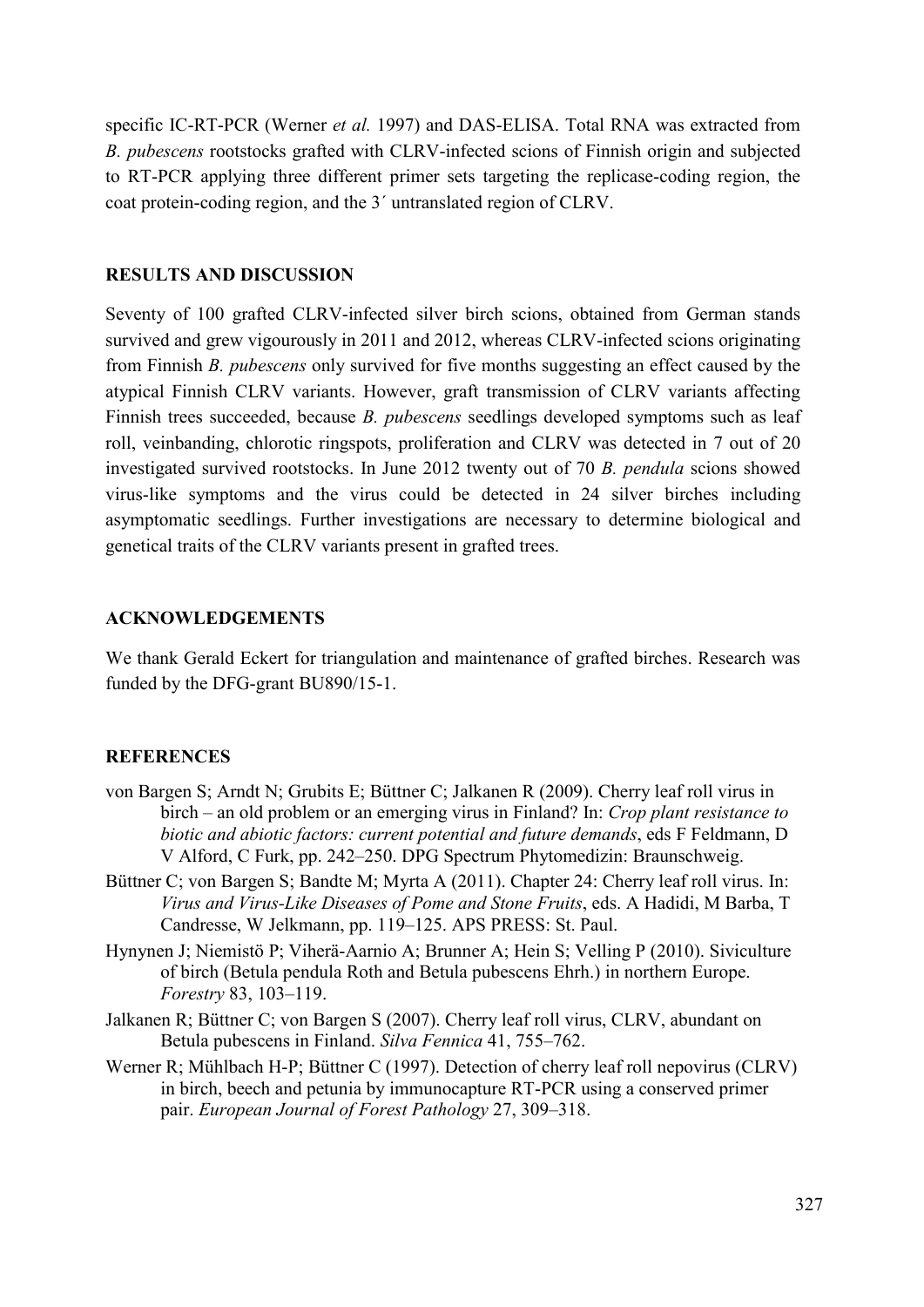specific IC-RT-PCR (Werner *et al.* 1997) and DAS-ELISA. Total RNA was extracted from *B. pubescens* rootstocks grafted with CLRV-infected scions of Finnish origin and subjected to RT-PCR applying three different primer sets targeting the replicase-coding region, the coat protein-coding region, and the 3´ untranslated region of CLRV.

## RESULTS AND DISCUSSION

Seventy of 100 grafted CLRV-infected silver birch scions, obtained from German stands survived and grew vigourously in 2011 and 2012, whereas CLRV-infected scions originating from Finnish *B. pubescens* only survived for five months suggesting an effect caused by the atypical Finnish CLRV variants. However, graft transmission of CLRV variants affecting Finnish trees succeeded, because *B. pubescens* seedlings developed symptoms such as leaf roll, veinbanding, chlorotic ringspots, proliferation and CLRV was detected in 7 out of 20 investigated survived rootstocks. In June 2012 twenty out of 70 *B. pendula* scions showed virus-like symptoms and the virus could be detected in 24 silver birches including asymptomatic seedlings. Further investigations are necessary to determine biological and genetical traits of the CLRV variants present in grafted trees.

## ACKNOWLEDGEMENTS

We thank Gerald Eckert for triangulation and maintenance of grafted birches. Research was funded by the DFG-grant BU890/15-1.

## REFERENCES

von Bargen S; Arndt N; Grubits E; Büttner C; Jalkanen R (2009). Cherry leaf roll virus in birch – an old problem or an emerging virus in Finland? In: *Crop plant resistance to biotic and abiotic factors: current potential and future demands*, eds F Feldmann, D V Alford, C Furk, pp. 242–250. DPG Spectrum Phytomedizin: Braunschweig.

Büttner C; von Bargen S; Bandte M; Myrta A (2011). Chapter 24: Cherry leaf roll virus. In: *Virus and Virus-Like Diseases of Pome and Stone Fruits*, eds. A Hadidi, M Barba, T Candresse, W Jelkmann, pp. 119–125. APS PRESS: St. Paul.

Hynynen J; Niemistö P; Viherä-Aarnio A; Brunner A; Hein S; Velling P (2010). Siviculture of birch (Betula pendula Roth and Betula pubescens Ehrh.) in northern Europe. *Forestry* 83, 103–119.

Jalkanen R; Büttner C; von Bargen S (2007). Cherry leaf roll virus, CLRV, abundant on Betula pubescens in Finland. *Silva Fennica* 41, 755–762.

Werner R; Mühlbach H-P; Büttner C (1997). Detection of cherry leaf roll nepovirus (CLRV) in birch, beech and petunia by immunocapture RT-PCR using a conserved primer pair. *European Journal of Forest Pathology* 27, 309–318.